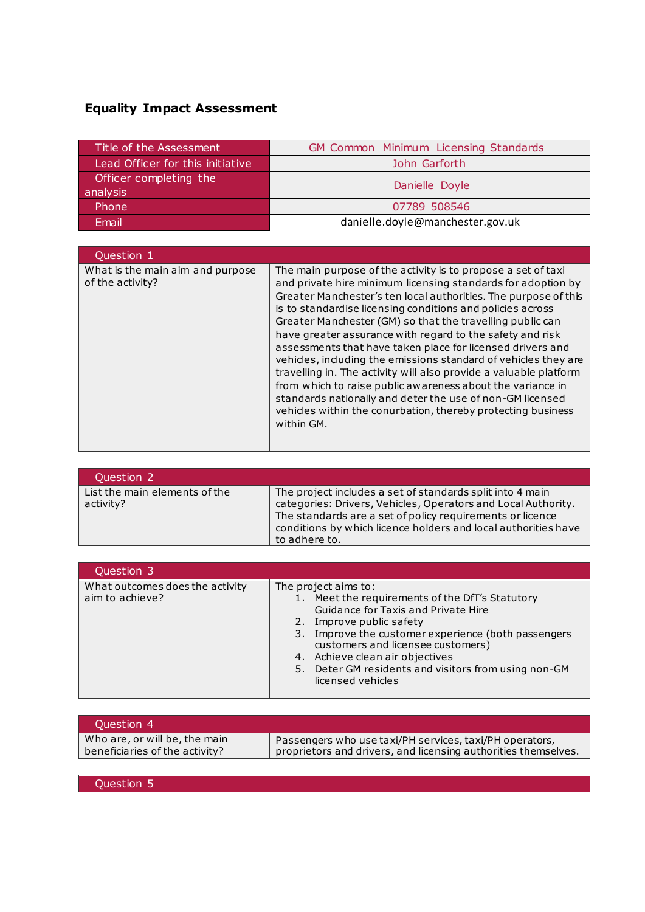# Equality Impact Assessment

| Title of the Assessment | GM Common Minimum Licensing Standards |
|---|---|
| Lead Officer for this initiative | John Garforth |
| Officer completing the analysis | Danielle Doyle |
| Phone | 07789 508546 |
| Email | danielle.doyle@manchester.gov.uk |

| Question 1 | |
|---|---|
| What is the main aim and purpose of the activity? | The main purpose of the activity is to propose a set of taxi and private hire minimum licensing standards for adoption by Greater Manchester's ten local authorities. The purpose of this is to standardise licensing conditions and policies across Greater Manchester (GM) so that the travelling public can have greater assurance with regard to the safety and risk assessments that have taken place for licensed drivers and vehicles, including the emissions standard of vehicles they are travelling in. The activity will also provide a valuable platform from which to raise public awareness about the variance in standards nationally and deter the use of non-GM licensed vehicles within the conurbation, thereby protecting business within GM. |

| Question 2 | |
|---|---|
| List the main elements of the activity? | The project includes a set of standards split into 4 main categories: Drivers, Vehicles, Operators and Local Authority. The standards are a set of policy requirements or licence conditions by which licence holders and local authorities have to adhere to. |

| Question 3 | |
|---|---|
| What outcomes does the activity aim to achieve? | The project aims to: 1. Meet the requirements of the DfT's Statutory Guidance for Taxis and Private Hire 2. Improve public safety 3. Improve the customer experience (both passengers customers and licensee customers) 4. Achieve clean air objectives 5. Deter GM residents and visitors from using non-GM licensed vehicles |

| Question 4 | |
|---|---|
| Who are, or will be, the main beneficiaries of the activity? | Passengers who use taxi/PH services, taxi/PH operators, proprietors and drivers, and licensing authorities themselves. |

| Question 5 |
|---|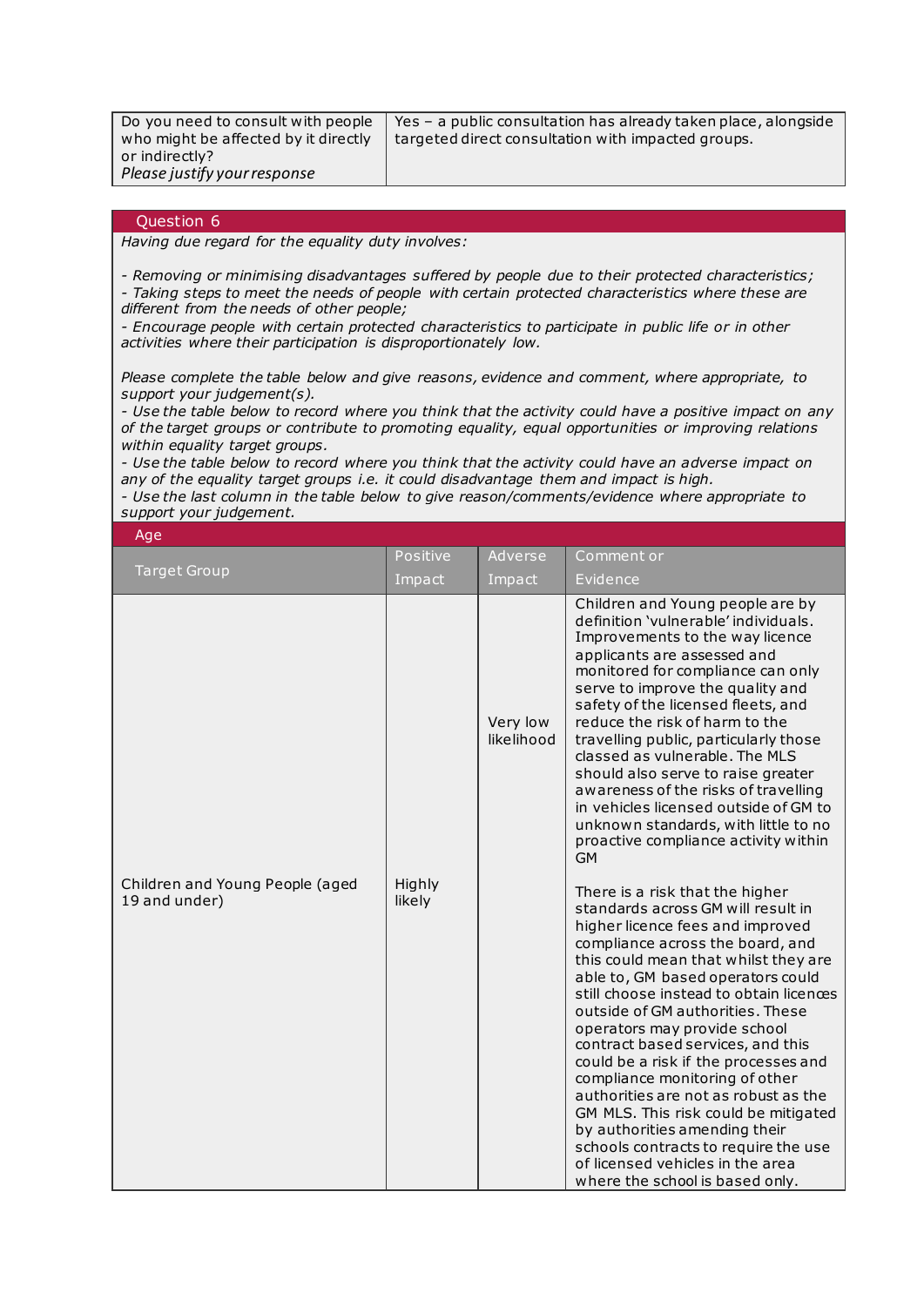| Do you need to consult with people who might be affected by it directly or indirectly? *Please justify your response* | Yes – a public consultation has already taken place, alongside targeted direct consultation with impacted groups. |
|---|---|

## Question 6

*Having due regard for the equality duty involves:*

*- Removing or minimising disadvantages suffered by people due to their protected characteristics;*
*- Taking steps to meet the needs of people with certain protected characteristics where these are different from the needs of other people;*
*- Encourage people with certain protected characteristics to participate in public life or in other activities where their participation is disproportionately low.*

*Please complete the table below and give reasons, evidence and comment, where appropriate, to support your judgement(s).*
*- Use the table below to record where you think that the activity could have a positive impact on any of the target groups or contribute to promoting equality, equal opportunities or improving relations within equality target groups.*
*- Use the table below to record where you think that the activity could have an adverse impact on any of the equality target groups i.e. it could disadvantage them and impact is high.*
*- Use the last column in the table below to give reason/comments/evidence where appropriate to support your judgement.*

### Age

| Target Group | Positive Impact | Adverse Impact | Comment or Evidence |
|---|---|---|---|
| Children and Young People (aged 19 and under) | Highly likely | Very low likelihood | Children and Young people are by definition 'vulnerable' individuals. Improvements to the way licence applicants are assessed and monitored for compliance can only serve to improve the quality and safety of the licensed fleets, and reduce the risk of harm to the travelling public, particularly those classed as vulnerable. The MLS should also serve to raise greater awareness of the risks of travelling in vehicles licensed outside of GM to unknown standards, with little to no proactive compliance activity within GM<br><br>There is a risk that the higher standards across GM will result in higher licence fees and improved compliance across the board, and this could mean that whilst they are able to, GM based operators could still choose instead to obtain licences outside of GM authorities. These operators may provide school contract based services, and this could be a risk if the processes and compliance monitoring of other authorities are not as robust as the GM MLS. This risk could be mitigated by authorities amending their schools contracts to require the use of licensed vehicles in the area where the school is based only. |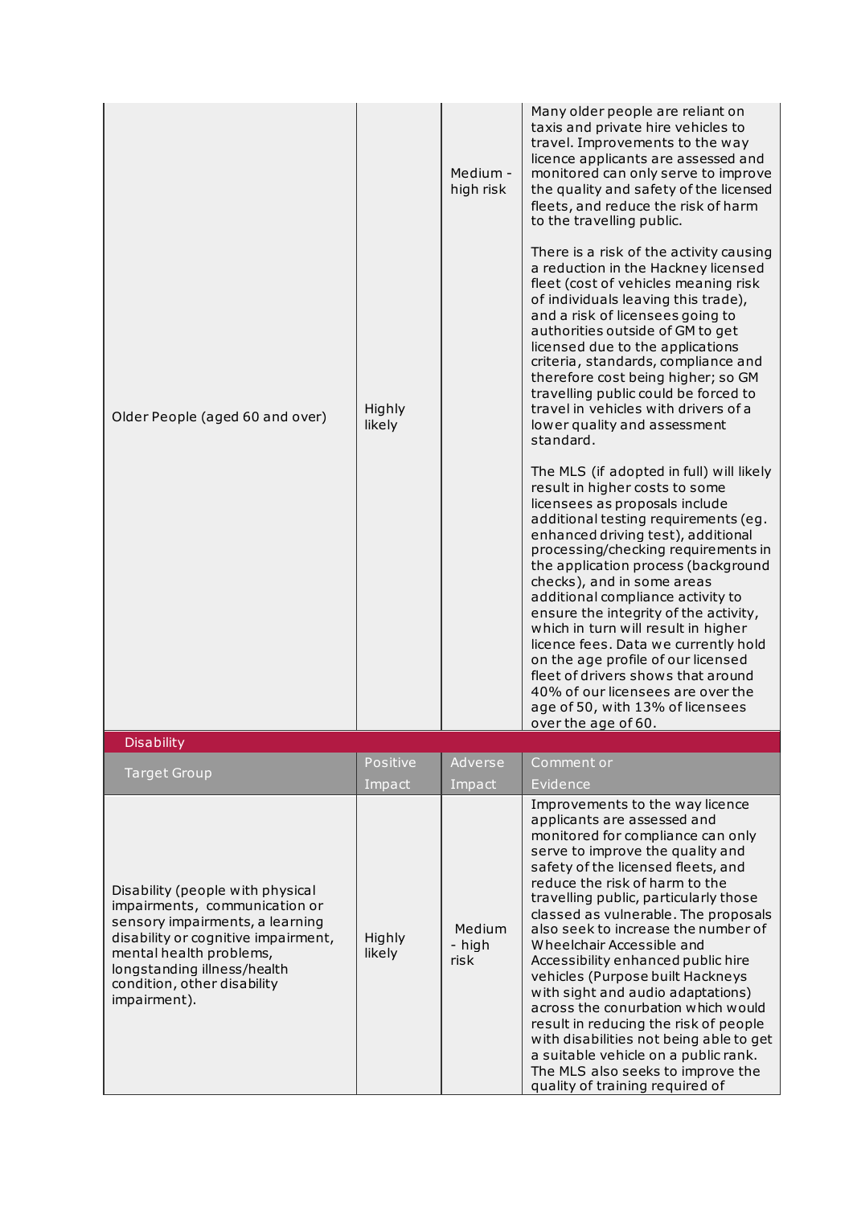| | | | |
|---|---|---|---|
| Older People (aged 60 and over) | Highly likely | Medium - high risk | Many older people are reliant on taxis and private hire vehicles to travel. Improvements to the way licence applicants are assessed and monitored can only serve to improve the quality and safety of the licensed fleets, and reduce the risk of harm to the travelling public.<br><br>There is a risk of the activity causing a reduction in the Hackney licensed fleet (cost of vehicles meaning risk of individuals leaving this trade), and a risk of licensees going to authorities outside of GM to get licensed due to the applications criteria, standards, compliance and therefore cost being higher; so GM travelling public could be forced to travel in vehicles with of a lower quality and assessment standard.<br><br>The MLS (if adopted in full) will likely result in higher costs to some licensees as proposals include additional testing requirements (eg. enhanced driving test), additional processing/checking requirements in the application process (background checks), and in some areas additional compliance activity to ensure the integrity of the activity, which in turn will result in higher licence fees. Data we currently hold on the age profile of our licensed fleet of drivers shows that around 40% of our licensees are over the age of 50, with 13% of licensees over the age of 60. |

**Disability**

| Target Group | Positive Impact | Adverse Impact | Comment or Evidence |
|---|---|---|---|
| Disability (people with physical impairments, communication or sensory impairments, a learning disability or cognitive impairment, mental health problems, longstanding illness/health condition, other disability impairment). | Highly likely | Medium - high risk | Improvements to the way licence applicants are assessed and monitored for compliance can only serve to improve the quality and safety of the licensed fleets, and reduce the risk of harm to the travelling public, particularly those classed as vulnerable. The proposals also seek to increase the number of Wheelchair Accessible and Accessibility enhanced public hire vehicles (Purpose built Hackneys with sight and audio adaptations) across the conurbation which would result in reducing the risk of people with disabilities not being able to get a suitable vehicle on a public rank. The MLS also seeks to improve the quality of training required of |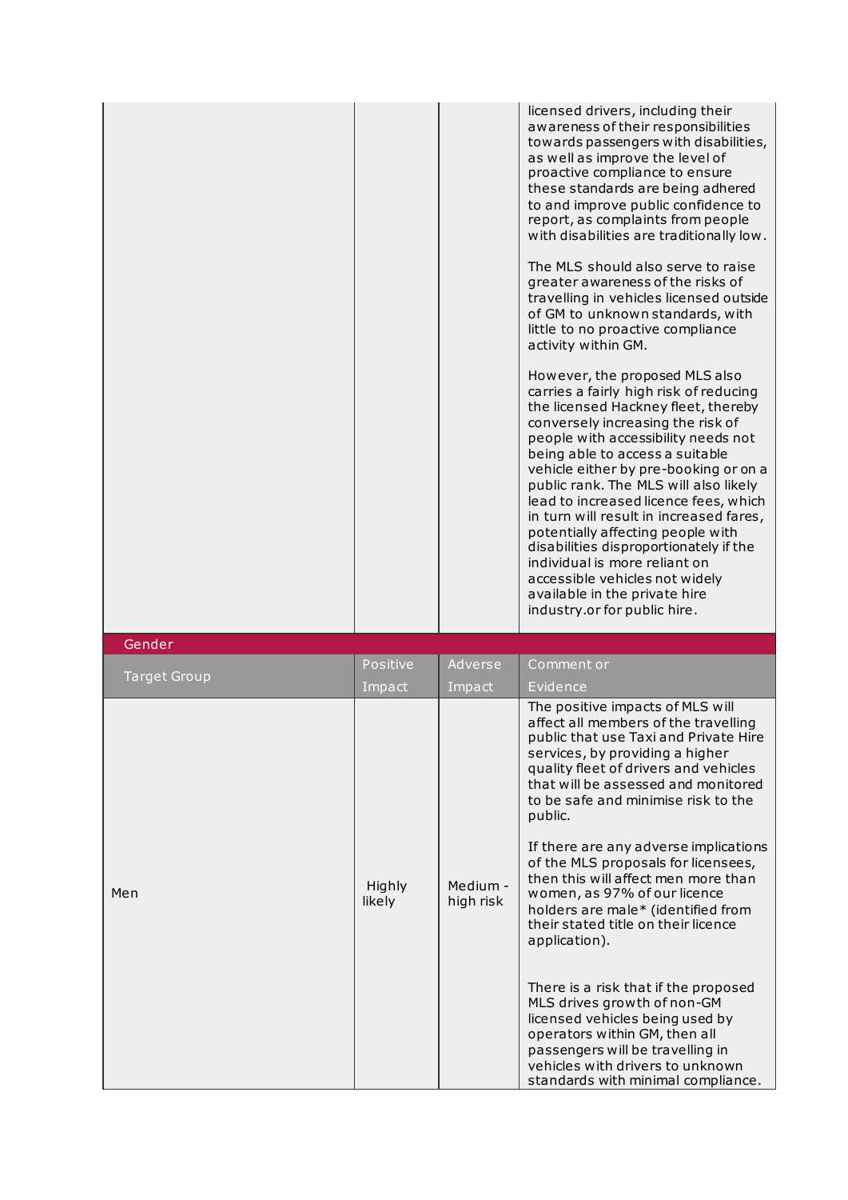| | | | |
|---|---|---|---|
| | | | licensed drivers, including their awareness of their responsibilities towards passengers with disabilities, as well as improve the level of proactive compliance to ensure these standards are being adhered to and improve public confidence to report, as complaints from people with disabilities are traditionally low.<br><br>The MLS should also serve to raise greater awareness of the risks of travelling in vehicles licensed outside of GM to unknown standards, with little to no proactive compliance activity within GM.<br><br>However, the proposed MLS also carries a fairly high risk of reducing the licensed Hackney fleet, thereby conversely increasing the risk of people with accessibility needs not being able to access a suitable vehicle either by pre-booking or on a public rank. The MLS will also likely lead to increased licence fees, which in turn will result in increased fares, potentially affecting people with disabilities disproportionately if the individual is more reliant on accessible vehicles not widely available in the private hire industry.or for public hire. |

| Gender | | | |
|---|---|---|---|
| **Target Group** | **Positive Impact** | **Adverse Impact** | **Comment or Evidence** |
| Men | Highly likely | Medium - high risk | The positive impacts of MLS will affect all members of the travelling public that use Taxi and Private Hire services, by providing a higher quality fleet of drivers and vehicles that will be assessed and monitored to be safe and minimise risk to the public.<br><br>If there are any adverse implications of the MLS proposals for licensees, then this will affect men more than women, as 97% of our licence holders are male* (identified from their stated title on their licence application).<br><br>There is a risk that if the proposed MLS drives growth of non-GM licensed vehicles being used by operators within GM, then all passengers will be travelling in vehicles with drivers to unknown standards with minimal compliance. |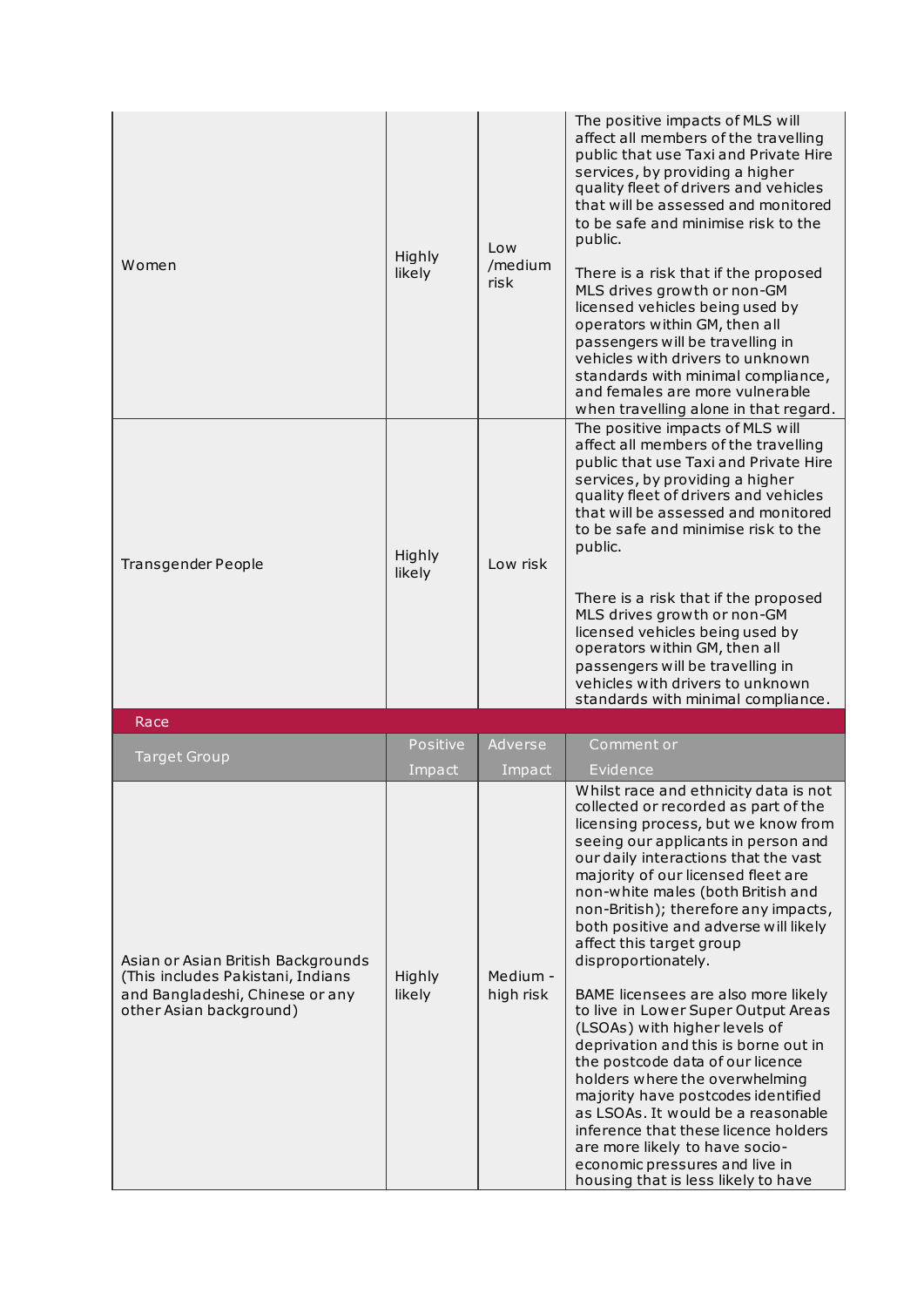| | | | |
|---|---|---|---|
| Women | Highly likely | Low /medium risk | The positive impacts of MLS will affect all members of the travelling public that use Taxi and Private Hire services, by providing a higher quality fleet of drivers and vehicles that will be assessed and monitored to be safe and minimise risk to the public.<br><br>There is a risk that if the proposed MLS drives growth or non-GM licensed vehicles being used by operators within GM, then all passengers will be travelling in vehicles with drivers to unknown standards with minimal compliance, and females are more vulnerable when travelling alone in that regard. |
| Transgender People | Highly likely | Low risk | The positive impacts of MLS will affect all members of the travelling public that use Taxi and Private Hire services, by providing a higher quality fleet of drivers and vehicles that will be assessed and monitored to be safe and minimise risk to the public.<br><br>There is a risk that if the proposed MLS drives growth or non-GM licensed vehicles being used by operators within GM, then all passengers will be travelling in vehicles with drivers to unknown standards with minimal compliance. |

**Race**

| Target Group | Positive Impact | Adverse Impact | Comment or Evidence |
|---|---|---|---|
| Asian or Asian British Backgrounds (This includes Pakistani, Indians and Bangladeshi, Chinese or any other Asian background) | Highly likely | Medium - high risk | Whilst race and ethnicity data is not collected or recorded as part of the licensing process, but we know from seeing our applicants in person and our daily interactions that the vast majority of our licensed fleet are non-white males (both British and non-British); therefore any impacts, both positive and adverse will likely affect this target group disproportionately.<br><br>BAME licensees are also more likely to live in Lower Super Output Areas (LSOAs) with higher levels of deprivation and this is borne out in the postcode data of our licence holders where the overwhelming majority have postcodes identified as LSOAs. It would be a reasonable inference that these licence holders are more likely to have socio-economic pressures and live in housing that is less likely to have |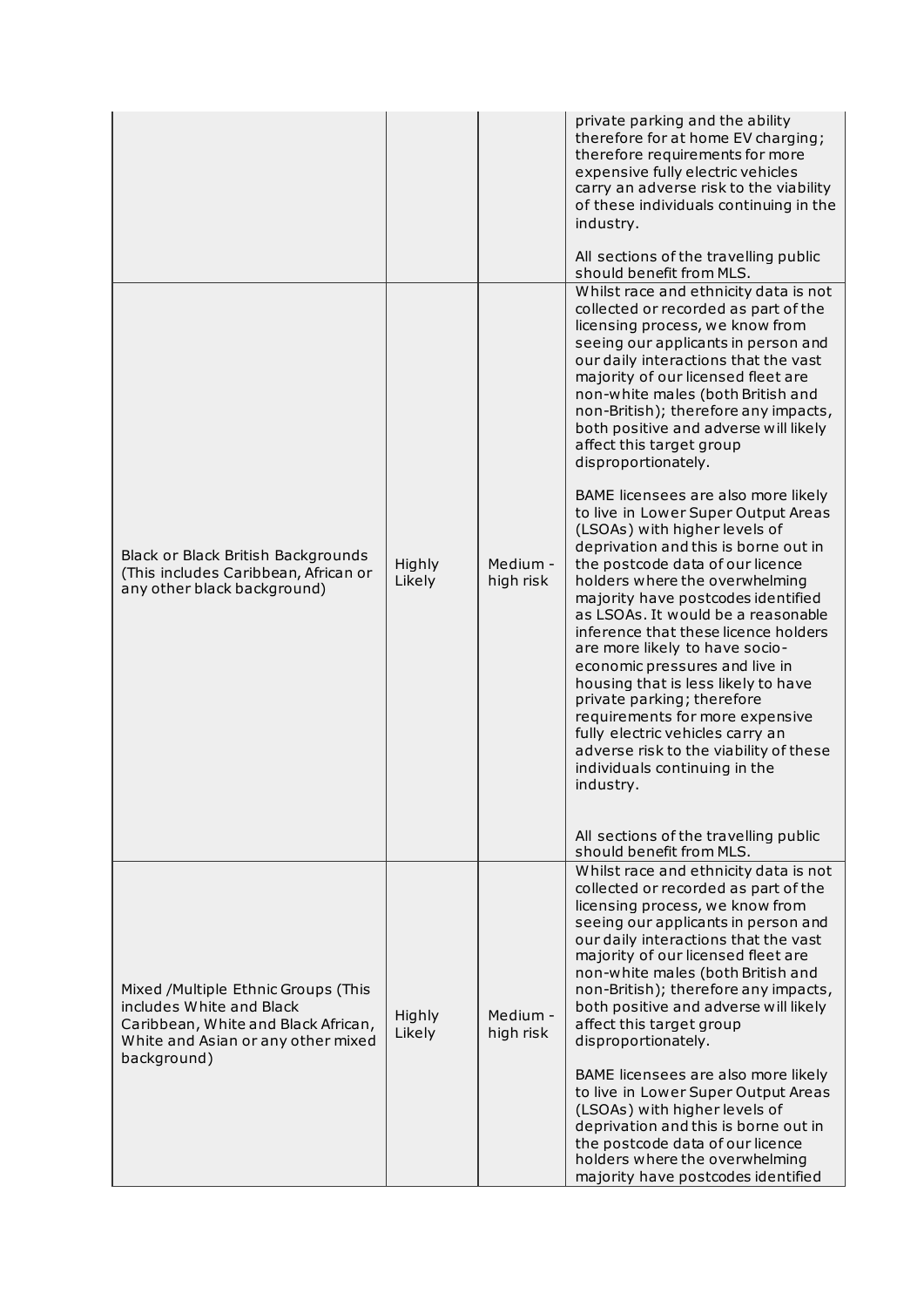| | | | |
|---|---|---|---|
| | | | private parking and the ability therefore for at home EV charging; therefore requirements for more expensive fully electric vehicles carry an adverse risk to the viability of these individuals continuing in the industry.<br><br>All sections of the travelling public should benefit from MLS. |
| Black or Black British Backgrounds (This includes Caribbean, African or any other black background) | Highly Likely | Medium - high risk | Whilst race and ethnicity data is not collected or recorded as part of the licensing process, we know from seeing our applicants in person and our daily interactions that the vast majority of our licensed fleet are non-white males (both British and non-British); therefore any impacts, both positive and adverse will likely affect this target group disproportionately.<br><br>BAME licensees are also more likely to live in Lower Super Output Areas (LSOAs) with higher levels of deprivation and this is borne out in the postcode data of our licence holders where the overwhelming majority have postcodes identified as LSOAs. It would be a reasonable inference that these licence holders are more likely to have socio-economic pressures and live in housing that is less likely to have private parking; therefore requirements for more expensive fully electric vehicles carry an adverse risk to the viability of these individuals continuing in the industry.<br><br>All sections of the travelling public should benefit from MLS. |
| Mixed /Multiple Ethnic Groups (This includes White and Black Caribbean, White and Black African, White and Asian or any other mixed background) | Highly Likely | Medium - high risk | Whilst race and ethnicity data is not collected or recorded as part of the licensing process, we know from seeing our applicants in person and our daily interactions that the vast majority of our licensed fleet are non-white males (both British and non-British); therefore any impacts, both positive and adverse will likely affect this target group disproportionately.<br><br>BAME licensees are also more likely to live in Lower Super Output Areas (LSOAs) with higher levels of deprivation and this is borne out in the postcode data of our licence holders where the overwhelming majority have postcodes identified |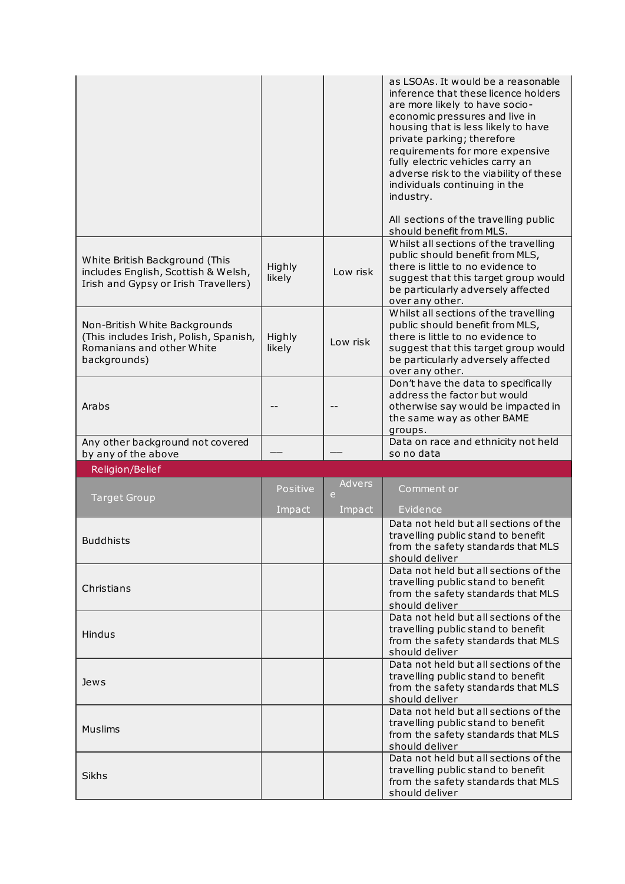| | | | |
|---|---|---|---|
| | | | as LSOAs. It would be a reasonable inference that these licence holders are more likely to have socio-economic pressures and live in housing that is less likely to have private parking; therefore requirements for more expensive fully electric vehicles carry an adverse risk to the viability of these individuals continuing in the industry.<br><br>All sections of the travelling public should benefit from MLS. |
| White British Background (This includes English, Scottish & Welsh, Irish and Gypsy or Irish Travellers) | Highly likely | Low risk | Whilst all sections of the travelling public should benefit from MLS, there is little to no evidence to suggest that this target group would be particularly adversely affected over any other. |
| Non-British White Backgrounds (This includes Irish, Polish, Spanish, Romanians and other White backgrounds) | Highly likely | Low risk | Whilst all sections of the travelling public should benefit from MLS, there is little to no evidence to suggest that this target group would be particularly adversely affected over any other. |
| Arabs | -- | -- | Don't have the data to specifically address the factor but would otherwise say would be impacted in the same way as other BAME groups. |
| Any other background not covered by any of the above | — | — | Data on race and ethnicity not held so no data |

**Religion/Belief**

| Target Group | Positive Impact | Adverse Impact | Comment or Evidence |
|---|---|---|---|
| Buddhists | | | Data not held but all sections of the travelling public stand to benefit from the safety standards that MLS should deliver |
| Christians | | | Data not held but all sections of the travelling public stand to benefit from the safety standards that MLS should deliver |
| Hindus | | | Data not held but all sections of the travelling public stand to benefit from the safety standards that MLS should deliver |
| Jews | | | Data not held but all sections of the travelling public stand to benefit from the safety standards that MLS should deliver |
| Muslims | | | Data not held but all sections of the travelling public stand to benefit from the safety standards that MLS should deliver |
| Sikhs | | | Data not held but all sections of the travelling public stand to benefit from the safety standards that MLS should deliver |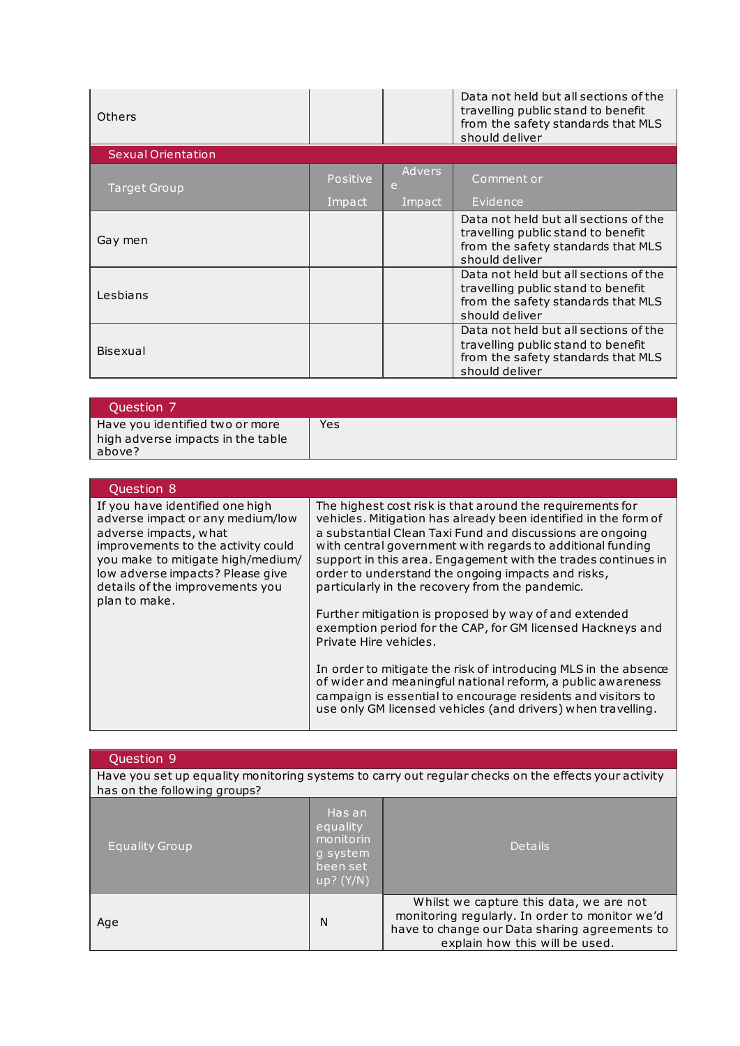| Others | | | Data not held but all sections of the travelling public stand to benefit from the safety standards that MLS should deliver |
|---|---|---|---|
| **Sexual Orientation** | | | |
| Target Group | Positive Impact | Adverse Impact | Comment or Evidence |
| Gay men | | | Data not held but all sections of the travelling public stand to benefit from the safety standards that MLS should deliver |
| Lesbians | | | Data not held but all sections of the travelling public stand to benefit from the safety standards that MLS should deliver |
| Bisexual | | | Data not held but all sections of the travelling public stand to benefit from the safety standards that MLS should deliver |

| Question 7 | |
|---|---|
| Have you identified two or more high adverse impacts in the table above? | Yes |

| Question 8 | |
|---|---|
| If you have identified one high adverse impact or any medium/low adverse impacts, what improvements to the activity could you make to mitigate high/medium/low adverse impacts? Please give details of the improvements you plan to make. | The highest cost risk is that around the requirements for vehicles. Mitigation has already been identified in the form of a substantial Clean Taxi Fund and discussions are ongoing with central government with regards to additional funding support in this area. Engagement with the trades continues in order to understand the ongoing impacts and risks, particularly in the recovery from the pandemic.<br><br>Further mitigation is proposed by way of and extended exemption period for the CAP, for GM licensed Hackneys and Private Hire vehicles.<br><br>In order to mitigate the risk of introducing MLS in the absence of wider and meaningful national reform, a public awareness campaign is essential to encourage residents and visitors to use only GM licensed vehicles (and drivers) when travelling. |

| Question 9 | | |
|---|---|---|
| Have you set up equality monitoring systems to carry out regular checks on the effects your activity has on the following groups? | | |
| Equality Group | Has an equality monitoring system been set up? (Y/N) | Details |
| Age | N | Whilst we capture this data, we are not monitoring regularly. In order to monitor we'd have to change our Data sharing agreements to explain how this will be used. |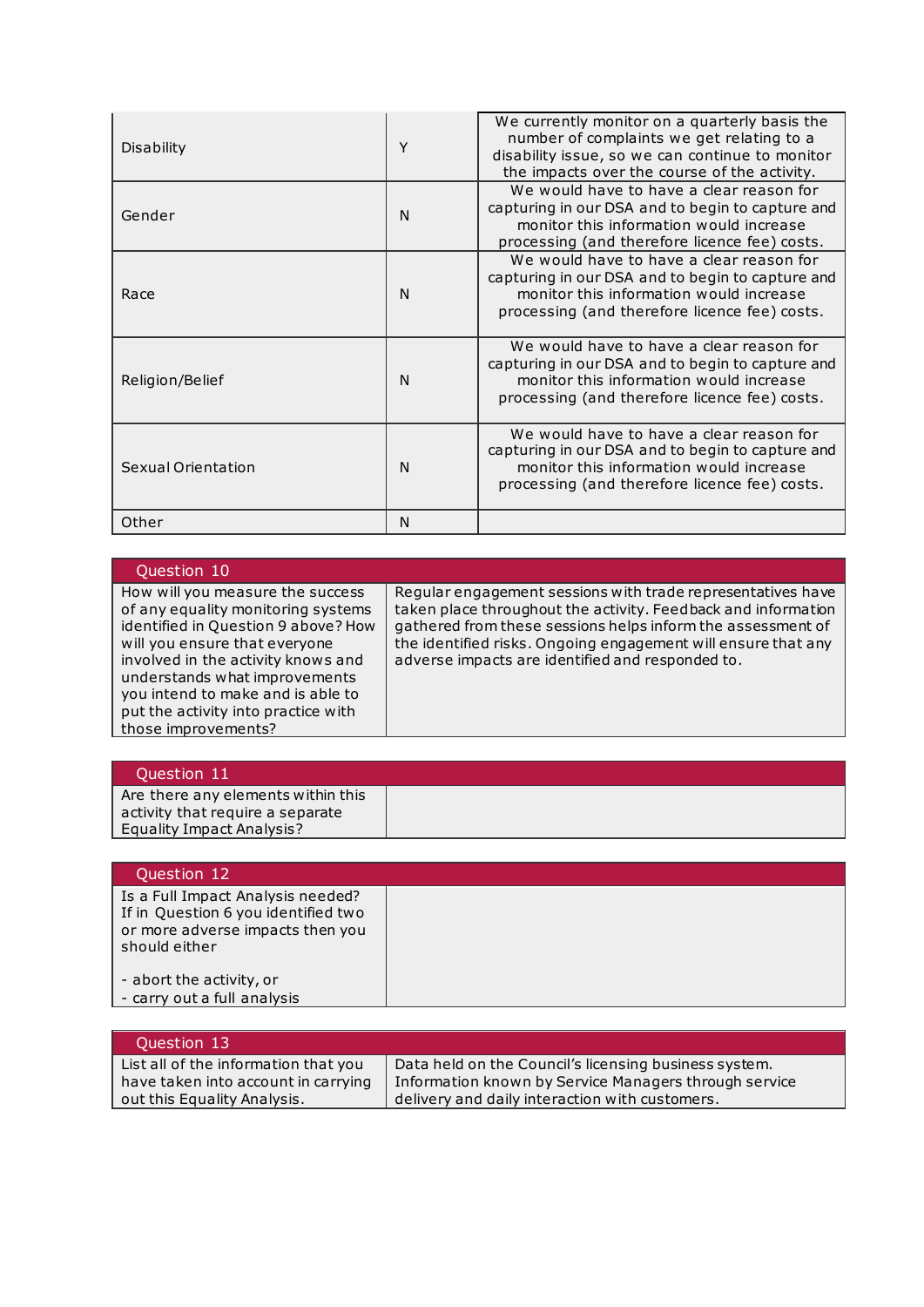| | | |
|---|---|---|
| Disability | Y | We currently monitor on a quarterly basis the number of complaints we get relating to a disability issue, so we can continue to monitor the impacts over the course of the activity. |
| Gender | N | We would have to have a clear reason for capturing in our DSA and to begin to capture and monitor this information would increase processing (and therefore licence fee) costs. |
| Race | N | We would have to have a clear reason for capturing in our DSA and to begin to capture and monitor this information would increase processing (and therefore licence fee) costs. |
| Religion/Belief | N | We would have to have a clear reason for capturing in our DSA and to begin to capture and monitor this information would increase processing (and therefore licence fee) costs. |
| Sexual Orientation | N | We would have to have a clear reason for capturing in our DSA and to begin to capture and monitor this information would increase processing (and therefore licence fee) costs. |
| Other | N | |

| Question 10 | |
|---|---|
| How will you measure the success of any equality monitoring systems identified in Question 9 above? How will you ensure that everyone involved in the activity knows and understands what improvements you intend to make and is able to put the activity into practice with those improvements? | Regular engagement sessions with trade representatives have taken place throughout the activity. Feedback and information gathered from these sessions helps inform the assessment of the identified risks. Ongoing engagement will ensure that any adverse impacts are identified and responded to. |

| Question 11 | |
|---|---|
| Are there any elements within this activity that require a separate Equality Impact Analysis? | |

| Question 12 | |
|---|---|
| Is a Full Impact Analysis needed? If in Question 6 you identified two or more adverse impacts then you should either<br><br>- abort the activity, or<br>- carry out a full analysis | |

| Question 13 | |
|---|---|
| List all of the information that you have taken into account in carrying out this Equality Analysis. | Data held on the Council's licensing business system.<br>Information known by Service Managers through service delivery and daily interaction with customers. |